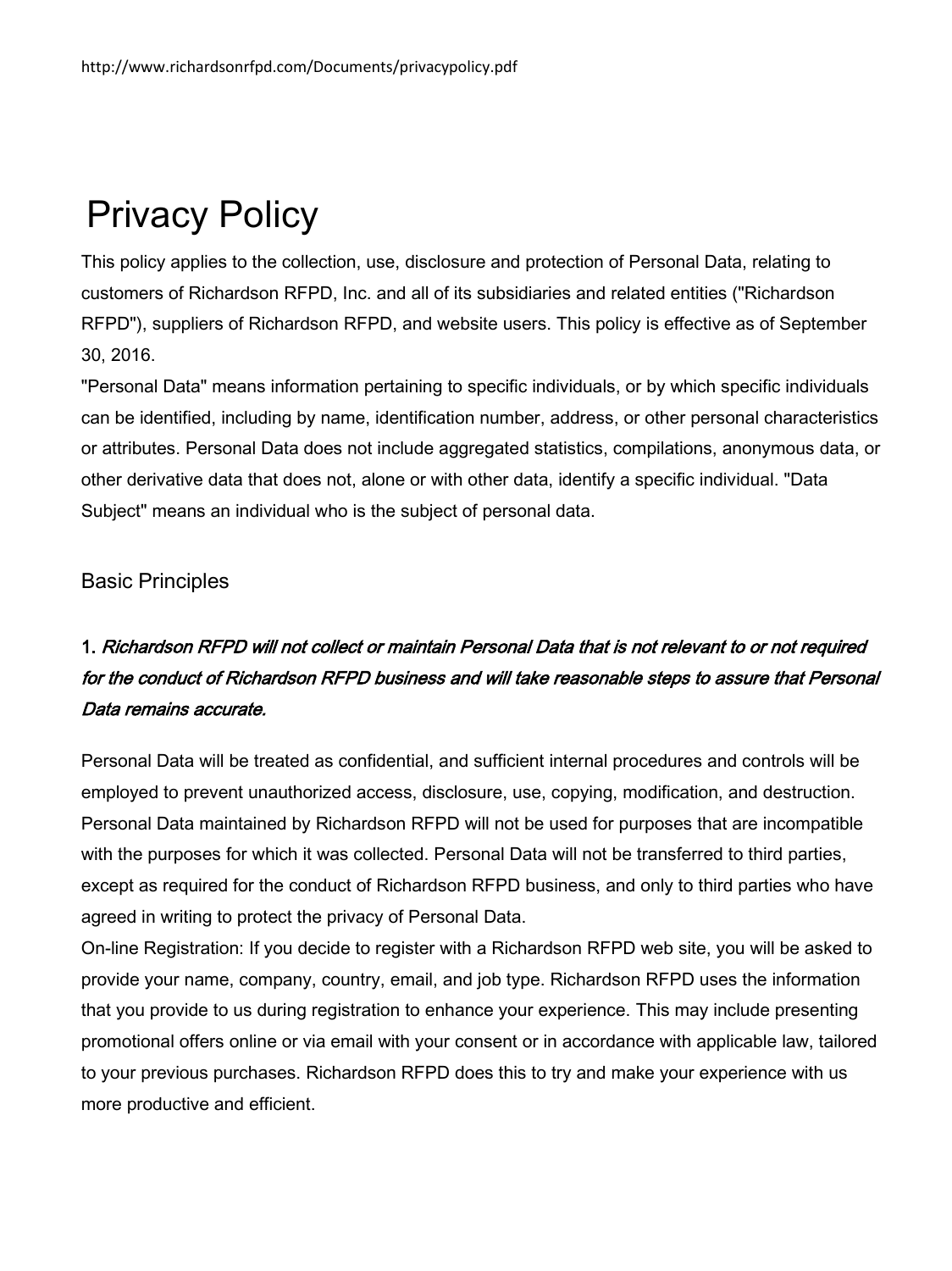http://www.richardsonrfpd.com/Documents/privacypolicy.pdf

# Privacy Policy

This policy applies to the collection, use, disclosure and protection of Personal Data, relating to customers of Richardson RFPD, Inc. and all of its subsidiaries and related entities ("Richardson RFPD"), suppliers of Richardson RFPD, and website users. This policy is effective as of September 30, 2016.

"Personal Data" means information pertaining to specific individuals, or by which specific individuals can be identified, including by name, identification number, address, or other personal characteristics or attributes. Personal Data does not include aggregated statistics, compilations, anonymous data, or other derivative data that does not, alone or with other data, identify a specific individual. "Data Subject" means an individual who is the subject of personal data.

## Basic Principles

### 1. *Richardson RFPD will not collect or maintain Personal Data that is not relevant to or not required for the conduct of Richardson RFPD business and will take reasonable steps to assure that Personal Data remains accurate.*

Personal Data will be treated as confidential, and sufficient internal procedures and controls will be employed to prevent unauthorized access, disclosure, use, copying, modification, and destruction. Personal Data maintained by Richardson RFPD will not be used for purposes that are incompatible with the purposes for which it was collected. Personal Data will not be transferred to third parties, except as required for the conduct of Richardson RFPD business, and only to third parties who have agreed in writing to protect the privacy of Personal Data.

On-line Registration: If you decide to register with a Richardson RFPD web site, you will be asked to provide your name, company, country, email, and job type. Richardson RFPD uses the information that you provide to us during registration to enhance your experience. This may include presenting promotional offers online or via email with your consent or in accordance with applicable law, tailored to your previous purchases. Richardson RFPD does this to try and make your experience with us more productive and efficient.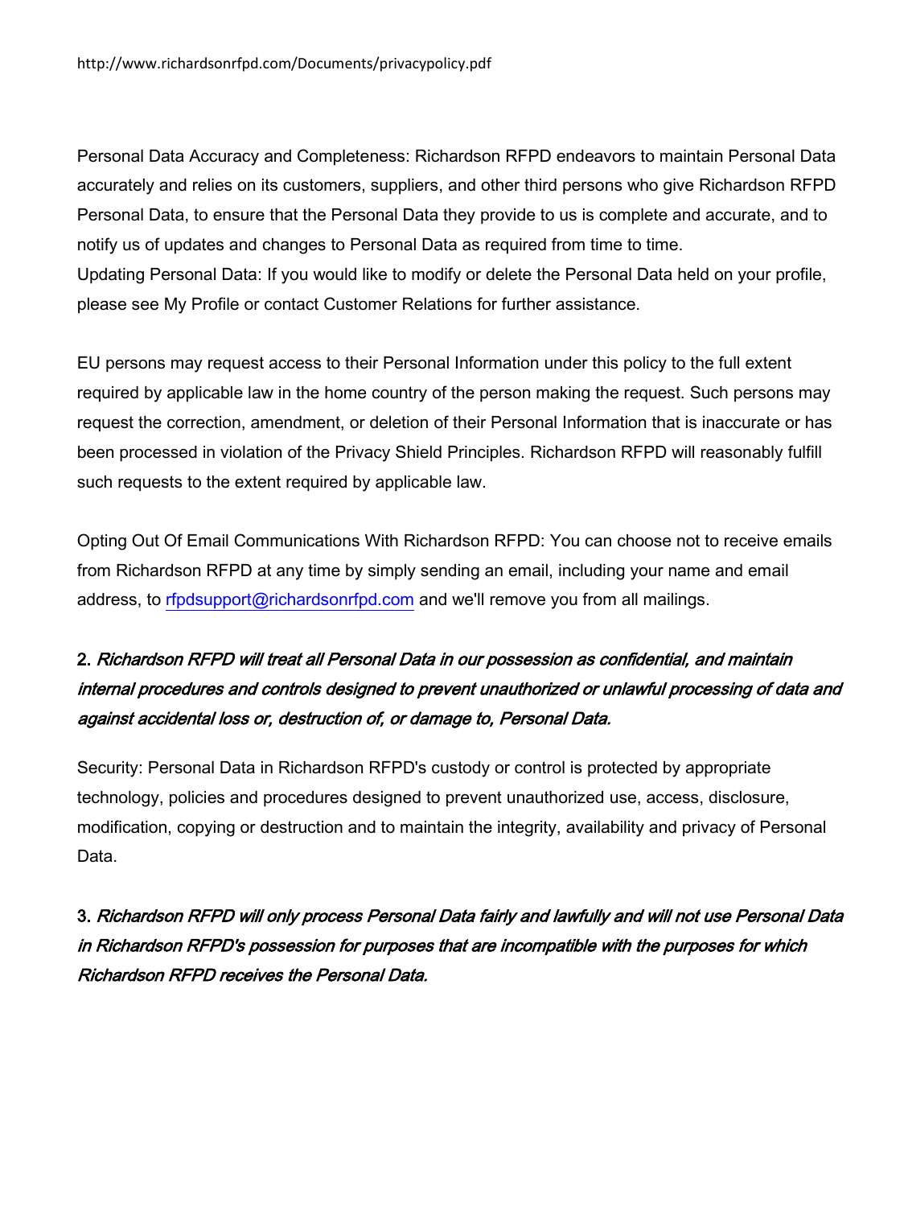Personal Data Accuracy and Completeness: Richardson RFPD endeavors to maintain Personal Data accurately and relies on its customers, suppliers, and other third persons who give Richardson RFPD Personal Data, to ensure that the Personal Data they provide to us is complete and accurate, and to notify us of updates and changes to Personal Data as required from time to time.
Updating Personal Data: If you would like to modify or delete the Personal Data held on your profile, please see My Profile or contact Customer Relations for further assistance.

EU persons may request access to their Personal Information under this policy to the full extent required by applicable law in the home country of the person making the request. Such persons may request the correction, amendment, or deletion of their Personal Information that is inaccurate or has been processed in violation of the Privacy Shield Principles. Richardson RFPD will reasonably fulfill such requests to the extent required by applicable law.

Opting Out Of Email Communications With Richardson RFPD: You can choose not to receive emails from Richardson RFPD at any time by simply sending an email, including your name and email address, to rfpdsupport@richardsonrfpd.com and we'll remove you from all mailings.

2. ***Richardson RFPD will treat all Personal Data in our possession as confidential, and maintain internal procedures and controls designed to prevent unauthorized or unlawful processing of data and against accidental loss or, destruction of, or damage to, Personal Data.***

Security: Personal Data in Richardson RFPD's custody or control is protected by appropriate technology, policies and procedures designed to prevent unauthorized use, access, disclosure, modification, copying or destruction and to maintain the integrity, availability and privacy of Personal Data.

3. ***Richardson RFPD will only process Personal Data fairly and lawfully and will not use Personal Data in Richardson RFPD's possession for purposes that are incompatible with the purposes for which Richardson RFPD receives the Personal Data.***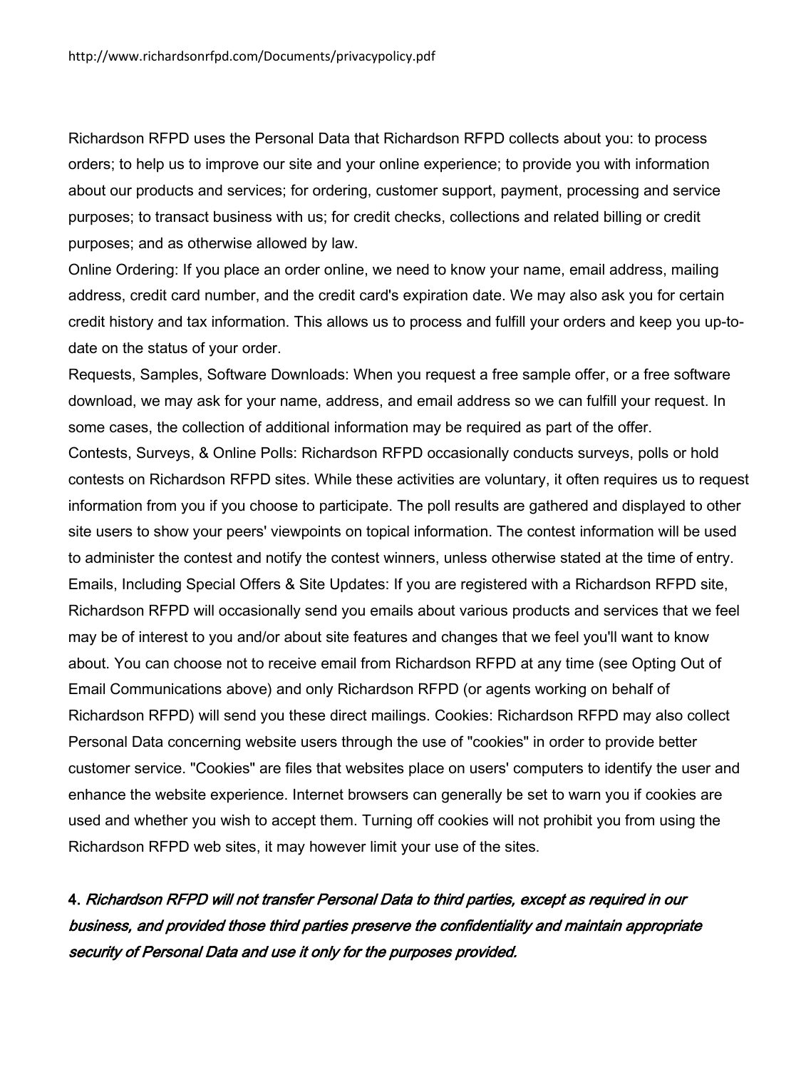Richardson RFPD uses the Personal Data that Richardson RFPD collects about you: to process orders; to help us to improve our site and your online experience; to provide you with information about our products and services; for ordering, customer support, payment, processing and service purposes; to transact business with us; for credit checks, collections and related billing or credit purposes; and as otherwise allowed by law.

Online Ordering: If you place an order online, we need to know your name, email address, mailing address, credit card number, and the credit card's expiration date. We may also ask you for certain credit history and tax information. This allows us to process and fulfill your orders and keep you up-to-date on the status of your order.

Requests, Samples, Software Downloads: When you request a free sample offer, or a free software download, we may ask for your name, address, and email address so we can fulfill your request. In some cases, the collection of additional information may be required as part of the offer.

Contests, Surveys, & Online Polls: Richardson RFPD occasionally conducts surveys, polls or hold contests on Richardson RFPD sites. While these activities are voluntary, it often requires us to request information from you if you choose to participate. The poll results are gathered and displayed to other site users to show your peers' viewpoints on topical information. The contest information will be used to administer the contest and notify the contest winners, unless otherwise stated at the time of entry.

Emails, Including Special Offers & Site Updates: If you are registered with a Richardson RFPD site, Richardson RFPD will occasionally send you emails about various products and services that we feel may be of interest to you and/or about site features and changes that we feel you'll want to know about. You can choose not to receive email from Richardson RFPD at any time (see Opting Out of Email Communications above) and only Richardson RFPD (or agents working on behalf of Richardson RFPD) will send you these direct mailings. Cookies: Richardson RFPD may also collect Personal Data concerning website users through the use of "cookies" in order to provide better customer service. "Cookies" are files that websites place on users' computers to identify the user and enhance the website experience. Internet browsers can generally be set to warn you if cookies are used and whether you wish to accept them. Turning off cookies will not prohibit you from using the Richardson RFPD web sites, it may however limit your use of the sites.

**4.** ***Richardson RFPD will not transfer Personal Data to third parties, except as required in our business, and provided those third parties preserve the confidentiality and maintain appropriate security of Personal Data and use it only for the purposes provided.***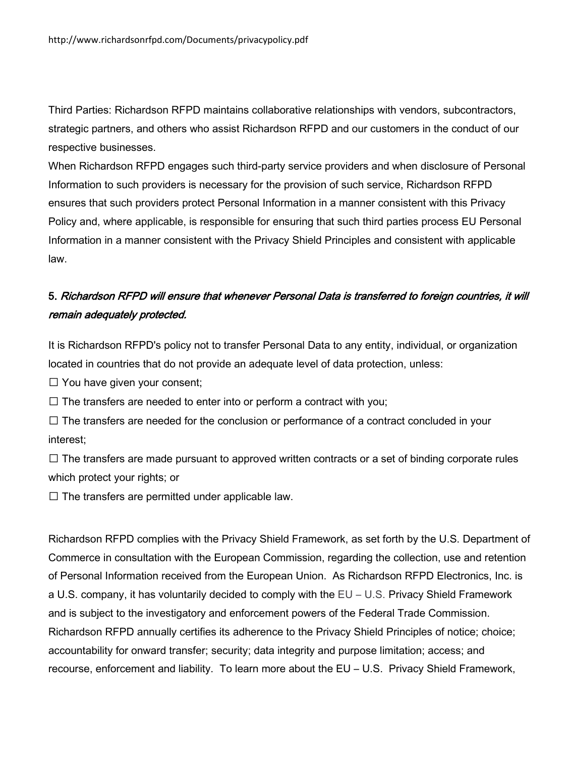Third Parties: Richardson RFPD maintains collaborative relationships with vendors, subcontractors, strategic partners, and others who assist Richardson RFPD and our customers in the conduct of our respective businesses.

When Richardson RFPD engages such third-party service providers and when disclosure of Personal Information to such providers is necessary for the provision of such service, Richardson RFPD ensures that such providers protect Personal Information in a manner consistent with this Privacy Policy and, where applicable, is responsible for ensuring that such third parties process EU Personal Information in a manner consistent with the Privacy Shield Principles and consistent with applicable law.

### 5. *Richardson RFPD will ensure that whenever Personal Data is transferred to foreign countries, it will remain adequately protected.*

It is Richardson RFPD's policy not to transfer Personal Data to any entity, individual, or organization located in countries that do not provide an adequate level of data protection, unless:

- ☐ You have given your consent;
- ☐ The transfers are needed to enter into or perform a contract with you;
- ☐ The transfers are needed for the conclusion or performance of a contract concluded in your interest;
- ☐ The transfers are made pursuant to approved written contracts or a set of binding corporate rules which protect your rights; or
- ☐ The transfers are permitted under applicable law.

Richardson RFPD complies with the Privacy Shield Framework, as set forth by the U.S. Department of Commerce in consultation with the European Commission, regarding the collection, use and retention of Personal Information received from the European Union. As Richardson RFPD Electronics, Inc. is a U.S. company, it has voluntarily decided to comply with the EU – U.S. Privacy Shield Framework and is subject to the investigatory and enforcement powers of the Federal Trade Commission. Richardson RFPD annually certifies its adherence to the Privacy Shield Principles of notice; choice; accountability for onward transfer; security; data integrity and purpose limitation; access; and recourse, enforcement and liability. To learn more about the EU – U.S. Privacy Shield Framework,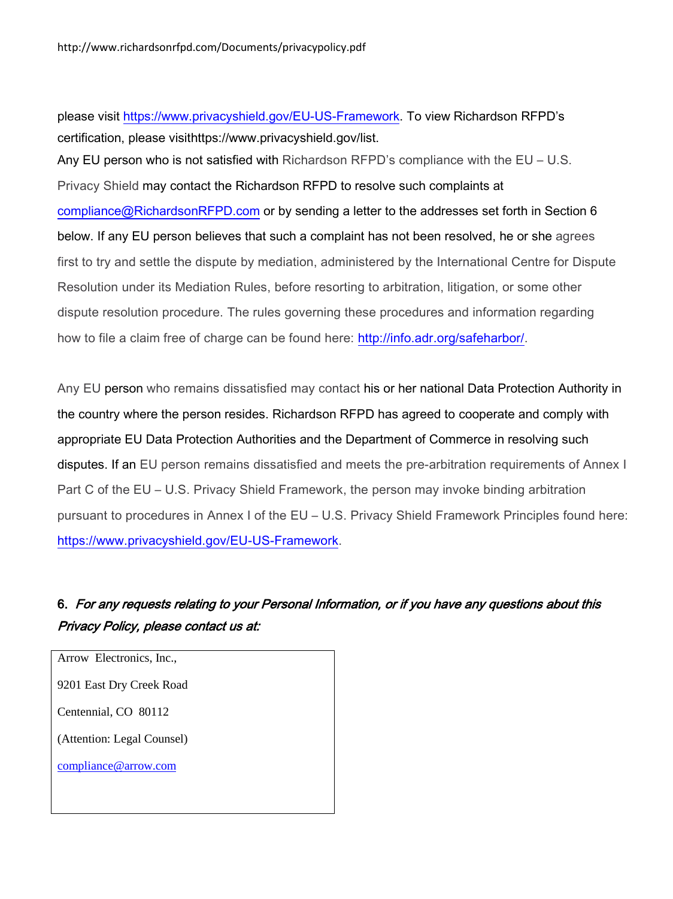please visit https://www.privacyshield.gov/EU-US-Framework. To view Richardson RFPD's certification, please visithttps://www.privacyshield.gov/list.

Any EU person who is not satisfied with Richardson RFPD's compliance with the EU – U.S. Privacy Shield may contact the Richardson RFPD to resolve such complaints at compliance@RichardsonRFPD.com or by sending a letter to the addresses set forth in Section 6 below. If any EU person believes that such a complaint has not been resolved, he or she agrees first to try and settle the dispute by mediation, administered by the International Centre for Dispute Resolution under its Mediation Rules, before resorting to arbitration, litigation, or some other dispute resolution procedure. The rules governing these procedures and information regarding how to file a claim free of charge can be found here: http://info.adr.org/safeharbor/.

Any EU person who remains dissatisfied may contact his or her national Data Protection Authority in the country where the person resides. Richardson RFPD has agreed to cooperate and comply with appropriate EU Data Protection Authorities and the Department of Commerce in resolving such disputes. If an EU person remains dissatisfied and meets the pre-arbitration requirements of Annex I Part C of the EU – U.S. Privacy Shield Framework, the person may invoke binding arbitration pursuant to procedures in Annex I of the EU – U.S. Privacy Shield Framework Principles found here: https://www.privacyshield.gov/EU-US-Framework.

6. *For any requests relating to your Personal Information, or if you have any questions about this Privacy Policy, please contact us at:*

Arrow Electronics, Inc.,

9201 East Dry Creek Road

Centennial, CO 80112

(Attention: Legal Counsel)

compliance@arrow.com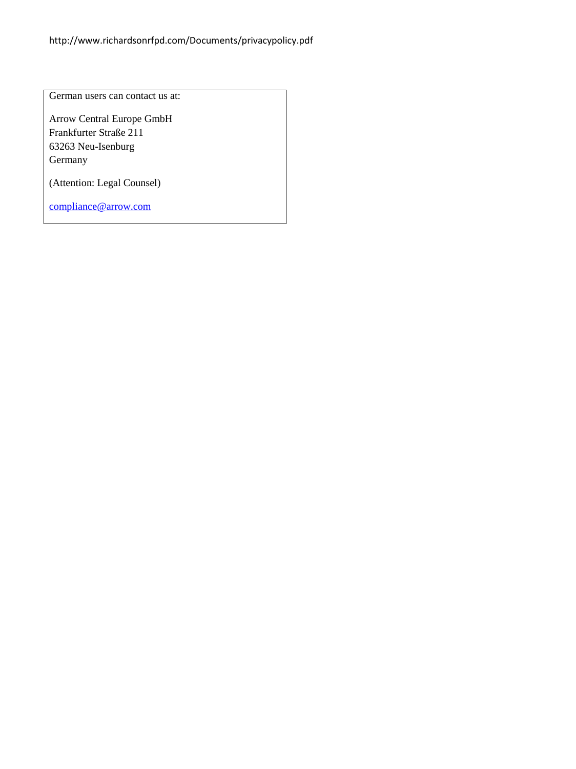http://www.richardsonrfpd.com/Documents/privacypolicy.pdf

German users can contact us at:

Arrow Central Europe GmbH  
Frankfurter Straße 211  
63263 Neu-Isenburg  
Germany

(Attention: Legal Counsel)

compliance@arrow.com